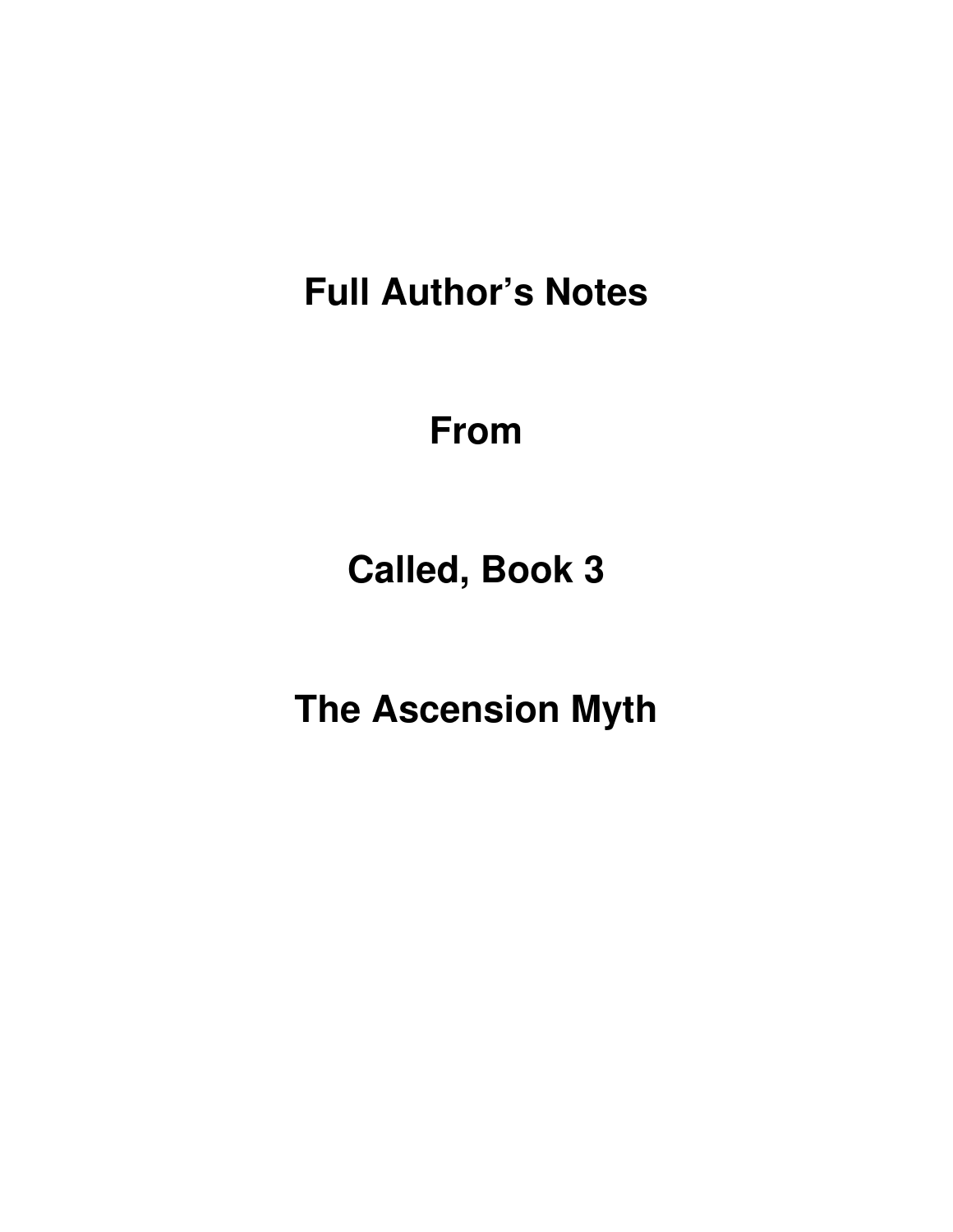# Full Author's Notes

# From

# Called, Book 3

# The Ascension Myth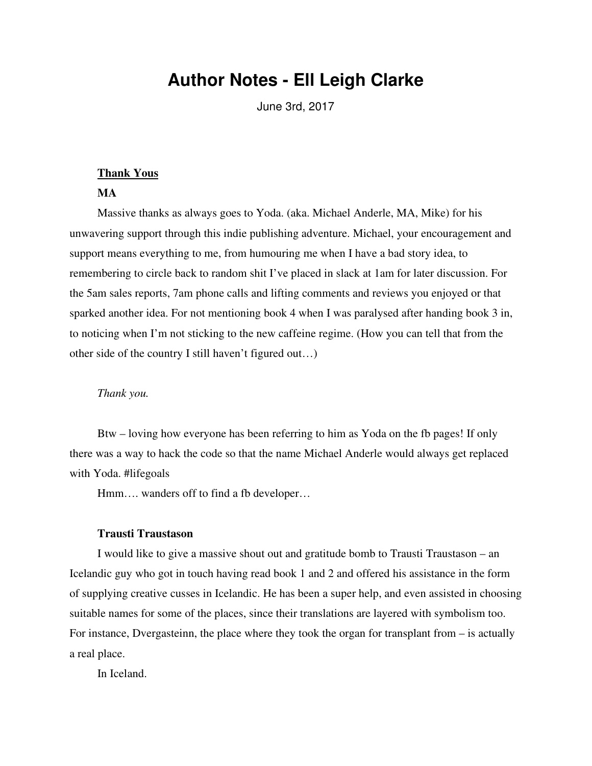# Author Notes - Ell Leigh Clarke

June 3rd, 2017

## Thank Yous

### MA

Massive thanks as always goes to Yoda. (aka. Michael Anderle, MA, Mike) for his unwavering support through this indie publishing adventure. Michael, your encouragement and support means everything to me, from humouring me when I have a bad story idea, to remembering to circle back to random shit I've placed in slack at 1am for later discussion. For the 5am sales reports, 7am phone calls and lifting comments and reviews you enjoyed or that sparked another idea. For not mentioning book 4 when I was paralysed after handing book 3 in, to noticing when I'm not sticking to the new caffeine regime. (How you can tell that from the other side of the country I still haven't figured out…)

*Thank you.*

Btw – loving how everyone has been referring to him as Yoda on the fb pages! If only there was a way to hack the code so that the name Michael Anderle would always get replaced with Yoda. #lifegoals

Hmm…. wanders off to find a fb developer…

### Trausti Traustason

I would like to give a massive shout out and gratitude bomb to Trausti Traustason – an Icelandic guy who got in touch having read book 1 and 2 and offered his assistance in the form of supplying creative cusses in Icelandic. He has been a super help, and even assisted in choosing suitable names for some of the places, since their translations are layered with symbolism too. For instance, Dvergasteinn, the place where they took the organ for transplant from – is actually a real place.

In Iceland.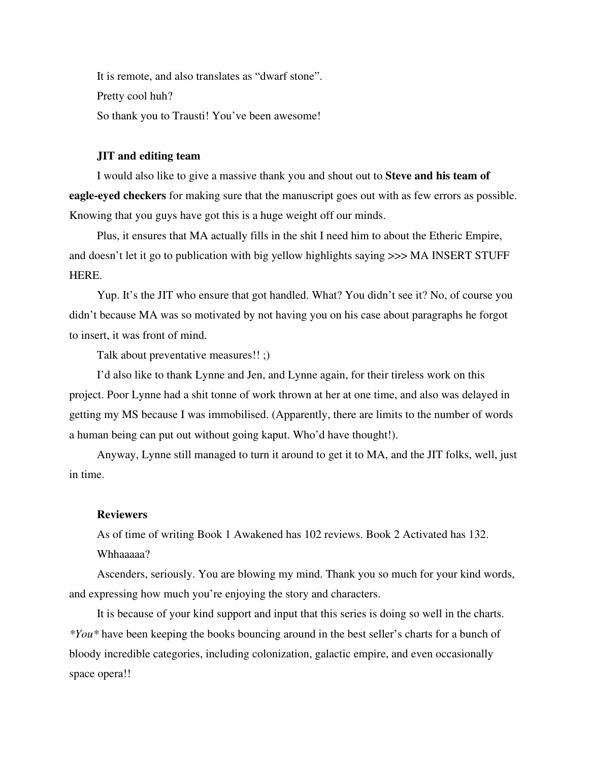It is remote, and also translates as “dwarf stone”.

Pretty cool huh?

So thank you to Trausti! You’ve been awesome!

**JIT and editing team**

I would also like to give a massive thank you and shout out to **Steve and his team of eagle-eyed checkers** for making sure that the manuscript goes out with as few errors as possible. Knowing that you guys have got this is a huge weight off our minds.

Plus, it ensures that MA actually fills in the shit I need him to about the Etheric Empire, and doesn’t let it go to publication with big yellow highlights saying >>> MA INSERT STUFF HERE.

Yup. It’s the JIT who ensure that got handled. What? You didn’t see it? No, of course you didn’t because MA was so motivated by not having you on his case about paragraphs he forgot to insert, it was front of mind.

Talk about preventative measures!! ;)

I’d also like to thank Lynne and Jen, and Lynne again, for their tireless work on this project. Poor Lynne had a shit tonne of work thrown at her at one time, and also was delayed in getting my MS because I was immobilised. (Apparently, there are limits to the number of words a human being can put out without going kaput. Who’d have thought!).

Anyway, Lynne still managed to turn it around to get it to MA, and the JIT folks, well, just in time.

**Reviewers**

As of time of writing Book 1 Awakened has 102 reviews. Book 2 Activated has 132.

Whhaaaaa?

Ascenders, seriously. You are blowing my mind. Thank you so much for your kind words, and expressing how much you’re enjoying the story and characters.

It is because of your kind support and input that this series is doing so well in the charts. **You** have been keeping the books bouncing around in the best seller’s charts for a bunch of bloody incredible categories, including colonization, galactic empire, and even occasionally space opera!!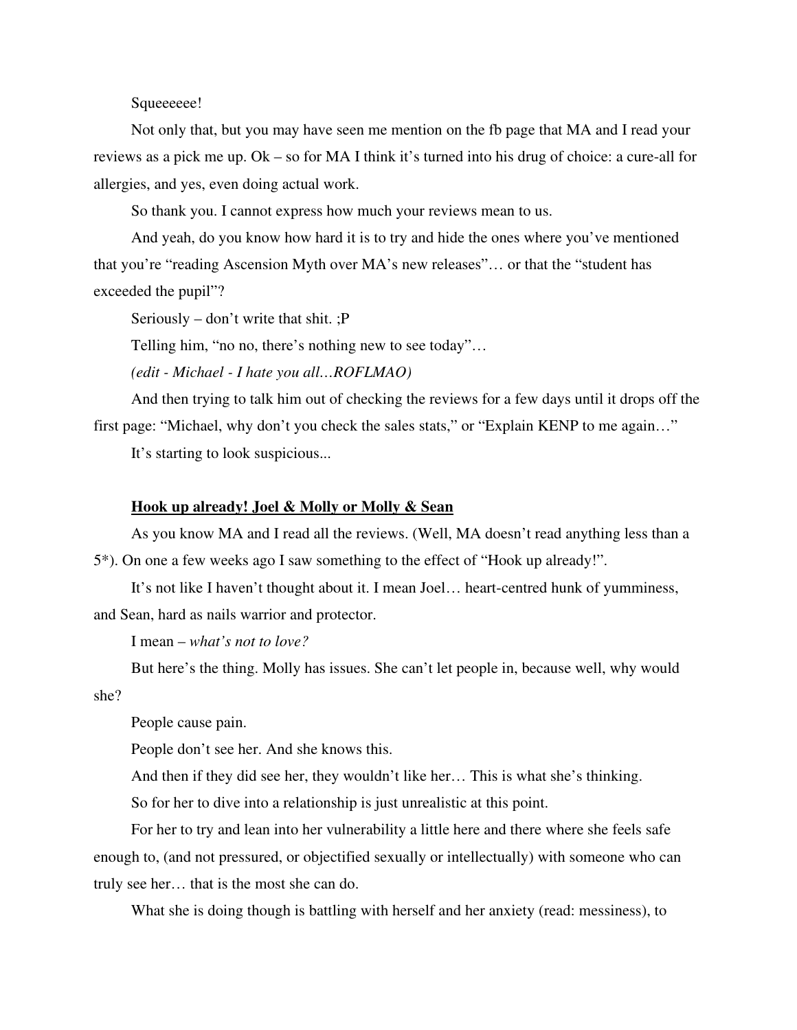Squeeeeee!

Not only that, but you may have seen me mention on the fb page that MA and I read your reviews as a pick me up. Ok – so for MA I think it's turned into his drug of choice: a cure-all for allergies, and yes, even doing actual work.

So thank you. I cannot express how much your reviews mean to us.

And yeah, do you know how hard it is to try and hide the ones where you've mentioned that you're "reading Ascension Myth over MA's new releases"… or that the "student has exceeded the pupil"?

Seriously – don't write that shit. ;P

Telling him, "no no, there's nothing new to see today"…

*(edit - Michael - I hate you all…ROFLMAO)*

And then trying to talk him out of checking the reviews for a few days until it drops off the first page: "Michael, why don't you check the sales stats," or "Explain KENP to me again…"

It's starting to look suspicious...

**<u>Hook up already! Joel & Molly or Molly & Sean</u>**

As you know MA and I read all the reviews. (Well, MA doesn't read anything less than a 5*). On one a few weeks ago I saw something to the effect of "Hook up already!".

It's not like I haven't thought about it. I mean Joel… heart-centred hunk of yumminess, and Sean, hard as nails warrior and protector.

I mean – *what's not to love?*

But here's the thing. Molly has issues. She can't let people in, because well, why would she?

People cause pain.

People don't see her. And she knows this.

And then if they did see her, they wouldn't like her… This is what she's thinking.

So for her to dive into a relationship is just unrealistic at this point.

For her to try and lean into her vulnerability a little here and there where she feels safe enough to, (and not pressured, or objectified sexually or intellectually) with someone who can truly see her… that is the most she can do.

What she is doing though is battling with herself and her anxiety (read: messiness), to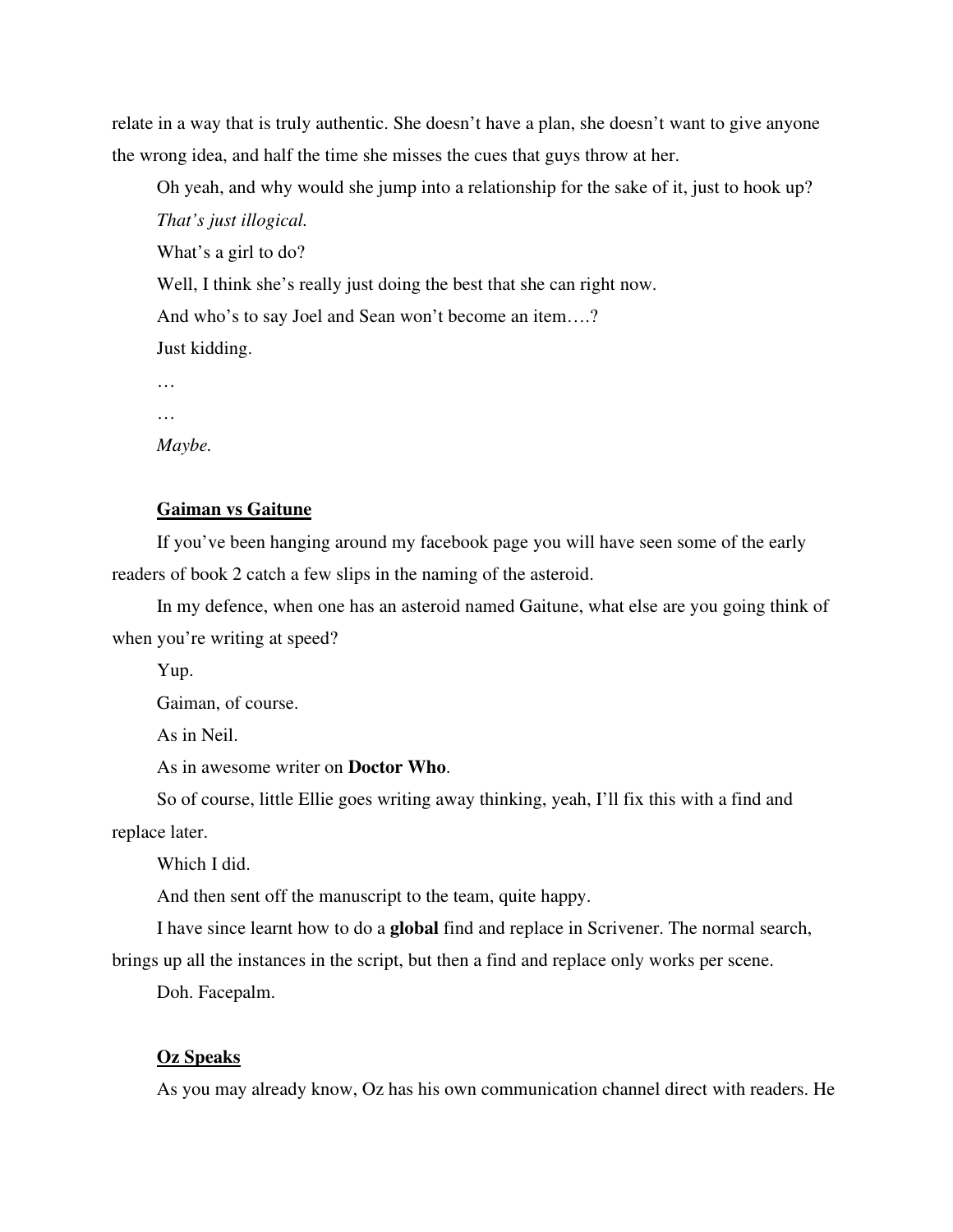relate in a way that is truly authentic. She doesn't have a plan, she doesn't want to give anyone the wrong idea, and half the time she misses the cues that guys throw at her.

Oh yeah, and why would she jump into a relationship for the sake of it, just to hook up?

*That's just illogical.*

What's a girl to do?

Well, I think she's really just doing the best that she can right now.

And who's to say Joel and Sean won't become an item….?

Just kidding.

…

…

*Maybe.*

**Gaiman vs Gaitune**

If you've been hanging around my facebook page you will have seen some of the early readers of book 2 catch a few slips in the naming of the asteroid.

In my defence, when one has an asteroid named Gaitune, what else are you going think of when you're writing at speed?

Yup.

Gaiman, of course.

As in Neil.

As in awesome writer on **Doctor Who**.

So of course, little Ellie goes writing away thinking, yeah, I'll fix this with a find and replace later.

Which I did.

And then sent off the manuscript to the team, quite happy.

I have since learnt how to do a **global** find and replace in Scrivener. The normal search, brings up all the instances in the script, but then a find and replace only works per scene.

Doh. Facepalm.

**Oz Speaks**

As you may already know, Oz has his own communication channel direct with readers. He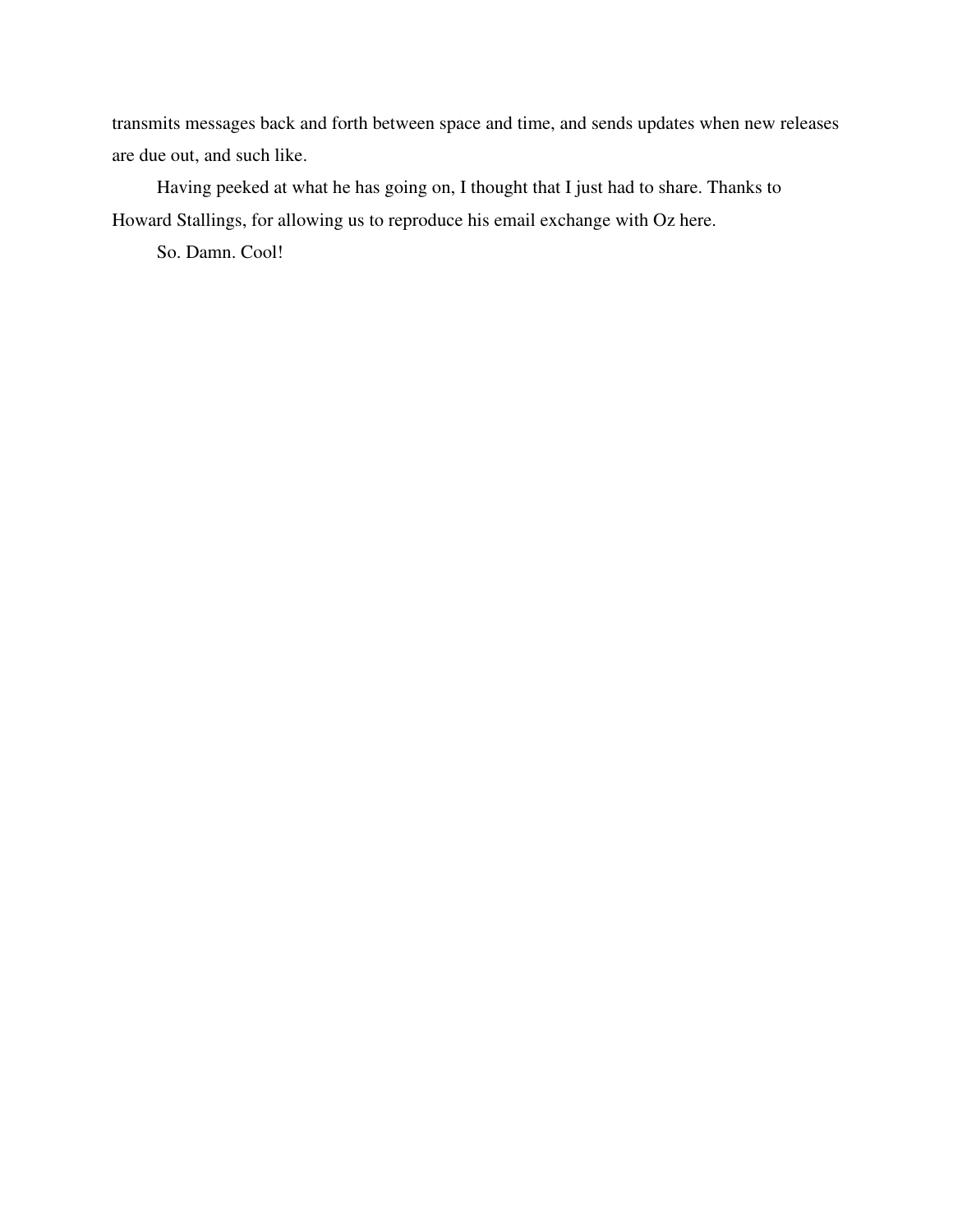transmits messages back and forth between space and time, and sends updates when new releases are due out, and such like.

Having peeked at what he has going on, I thought that I just had to share. Thanks to Howard Stallings, for allowing us to reproduce his email exchange with Oz here.

So. Damn. Cool!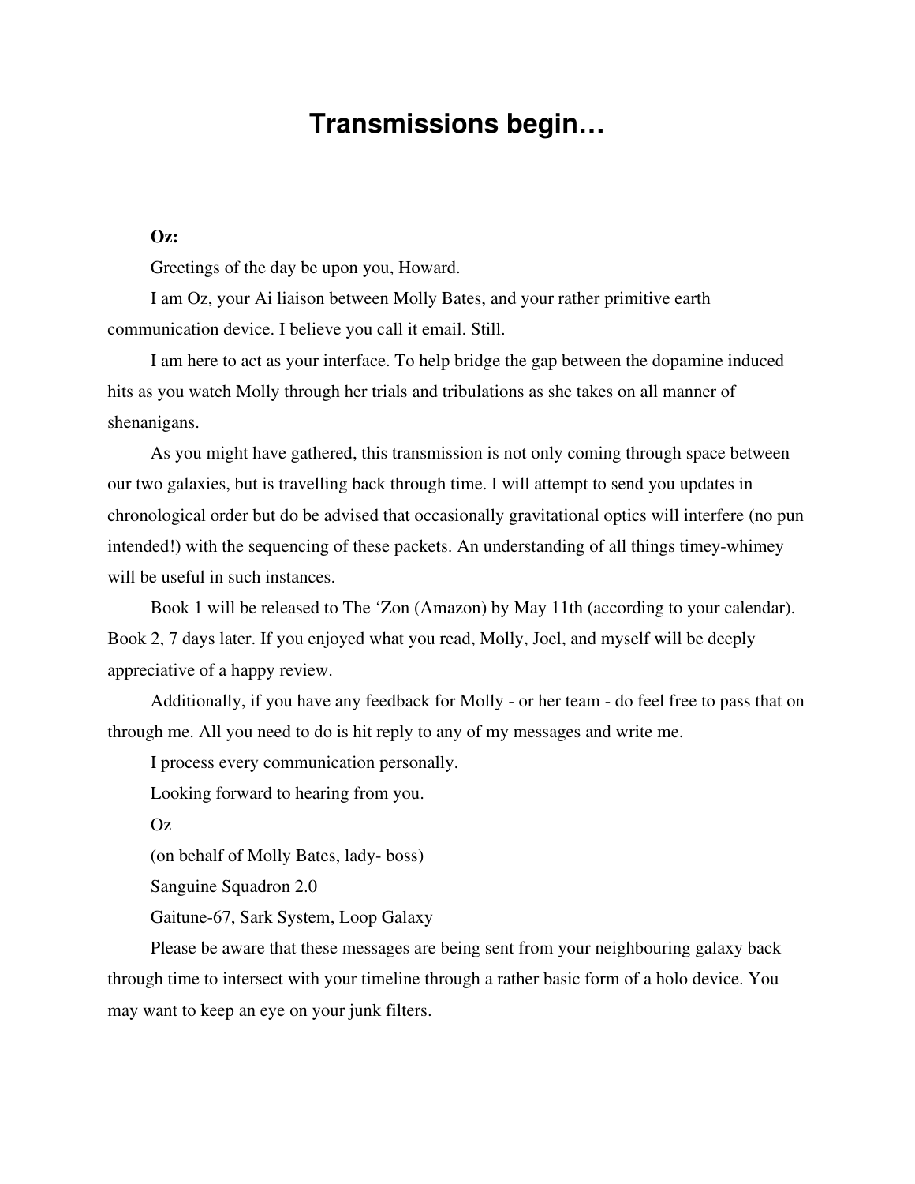# Transmissions begin…

**Oz:**

Greetings of the day be upon you, Howard.

I am Oz, your Ai liaison between Molly Bates, and your rather primitive earth communication device. I believe you call it email. Still.

I am here to act as your interface. To help bridge the gap between the dopamine induced hits as you watch Molly through her trials and tribulations as she takes on all manner of shenanigans.

As you might have gathered, this transmission is not only coming through space between our two galaxies, but is travelling back through time. I will attempt to send you updates in chronological order but do be advised that occasionally gravitational optics will interfere (no pun intended!) with the sequencing of these packets. An understanding of all things timey-whimey will be useful in such instances.

Book 1 will be released to The 'Zon (Amazon) by May 11th (according to your calendar). Book 2, 7 days later. If you enjoyed what you read, Molly, Joel, and myself will be deeply appreciative of a happy review.

Additionally, if you have any feedback for Molly - or her team - do feel free to pass that on through me. All you need to do is hit reply to any of my messages and write me.

I process every communication personally.

Looking forward to hearing from you.

Oz

(on behalf of Molly Bates, lady- boss)

Sanguine Squadron 2.0

Gaitune-67, Sark System, Loop Galaxy

Please be aware that these messages are being sent from your neighbouring galaxy back through time to intersect with your timeline through a rather basic form of a holo device. You may want to keep an eye on your junk filters.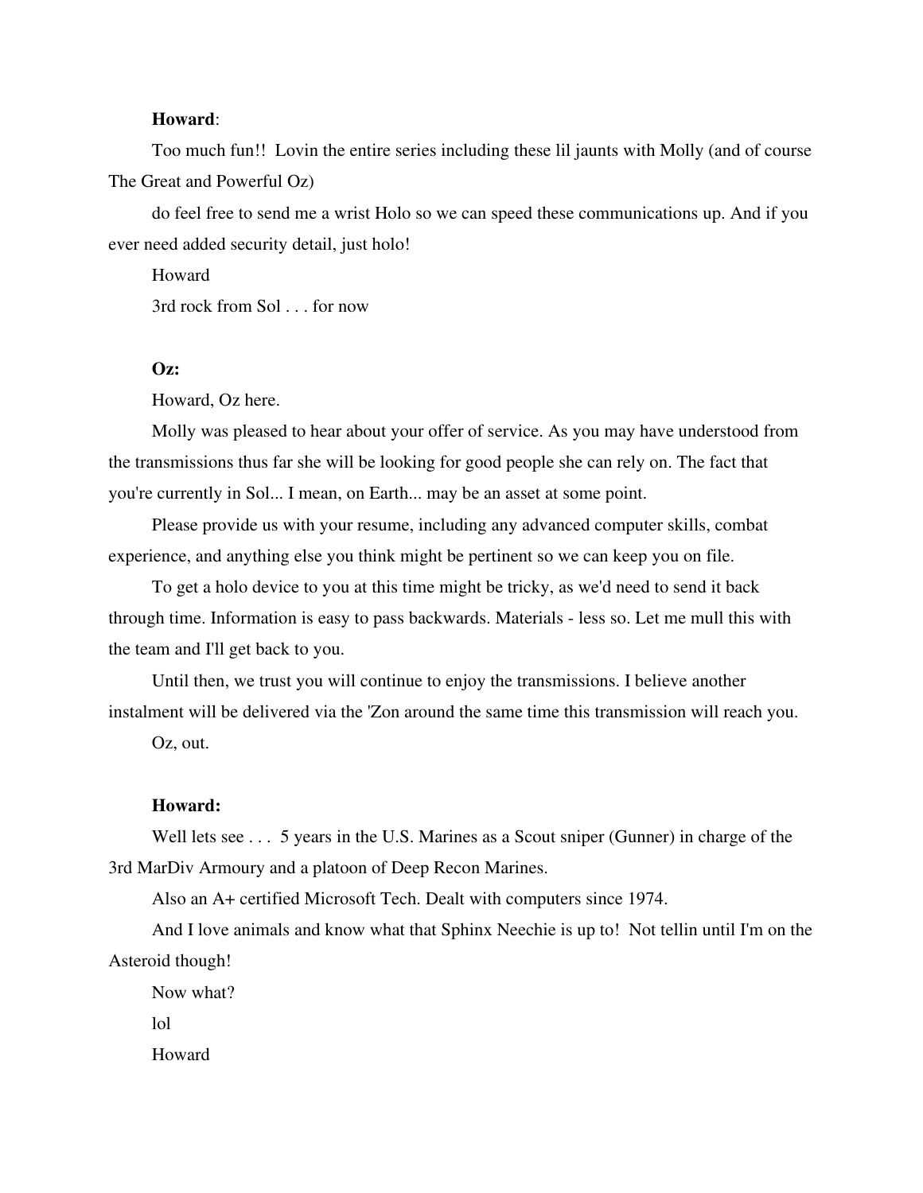**Howard**:

Too much fun!! Lovin the entire series including these lil jaunts with Molly (and of course The Great and Powerful Oz)

do feel free to send me a wrist Holo so we can speed these communications up. And if you ever need added security detail, just holo!

Howard

3rd rock from Sol . . . for now

**Oz:**

Howard, Oz here.

Molly was pleased to hear about your offer of service. As you may have understood from the transmissions thus far she will be looking for good people she can rely on. The fact that you're currently in Sol... I mean, on Earth... may be an asset at some point.

Please provide us with your resume, including any advanced computer skills, combat experience, and anything else you think might be pertinent so we can keep you on file.

To get a holo device to you at this time might be tricky, as we'd need to send it back through time. Information is easy to pass backwards. Materials - less so. Let me mull this with the team and I'll get back to you.

Until then, we trust you will continue to enjoy the transmissions. I believe another instalment will be delivered via the 'Zon around the same time this transmission will reach you.

Oz, out.

**Howard:**

Well lets see . . . 5 years in the U.S. Marines as a Scout sniper (Gunner) in charge of the 3rd MarDiv Armoury and a platoon of Deep Recon Marines.

Also an A+ certified Microsoft Tech. Dealt with computers since 1974.

And I love animals and know what that Sphinx Neechie is up to! Not tellin until I'm on the Asteroid though!

Now what?

lol

Howard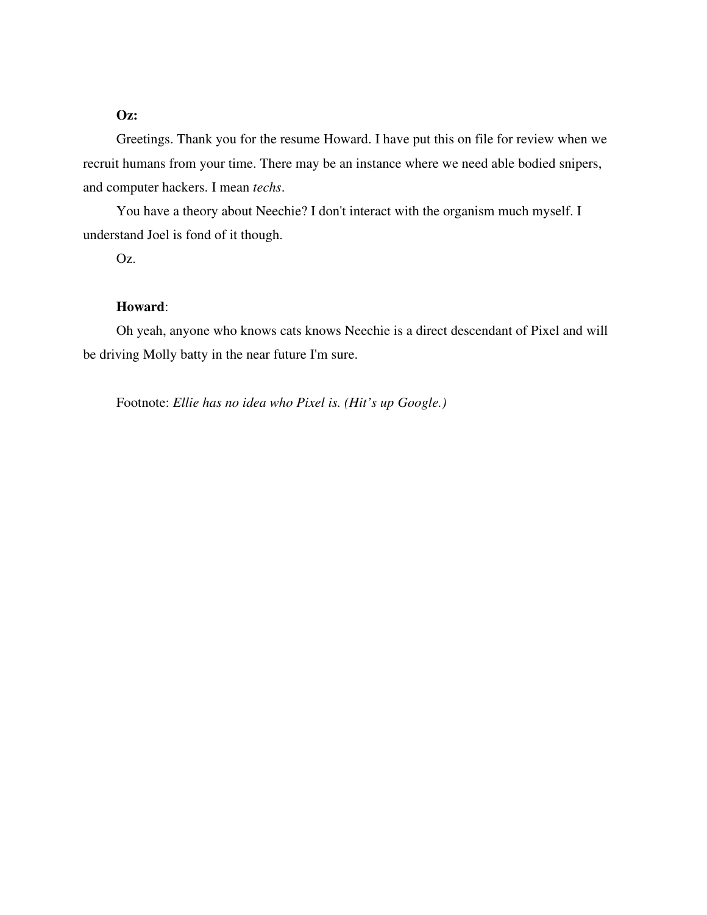**Oz:**

Greetings. Thank you for the resume Howard. I have put this on file for review when we recruit humans from your time. There may be an instance where we need able bodied snipers, and computer hackers. I mean *techs*.

You have a theory about Neechie? I don't interact with the organism much myself. I understand Joel is fond of it though.

Oz.

**Howard**:

Oh yeah, anyone who knows cats knows Neechie is a direct descendant of Pixel and will be driving Molly batty in the near future I'm sure.

Footnote: *Ellie has no idea who Pixel is. (Hit's up Google.)*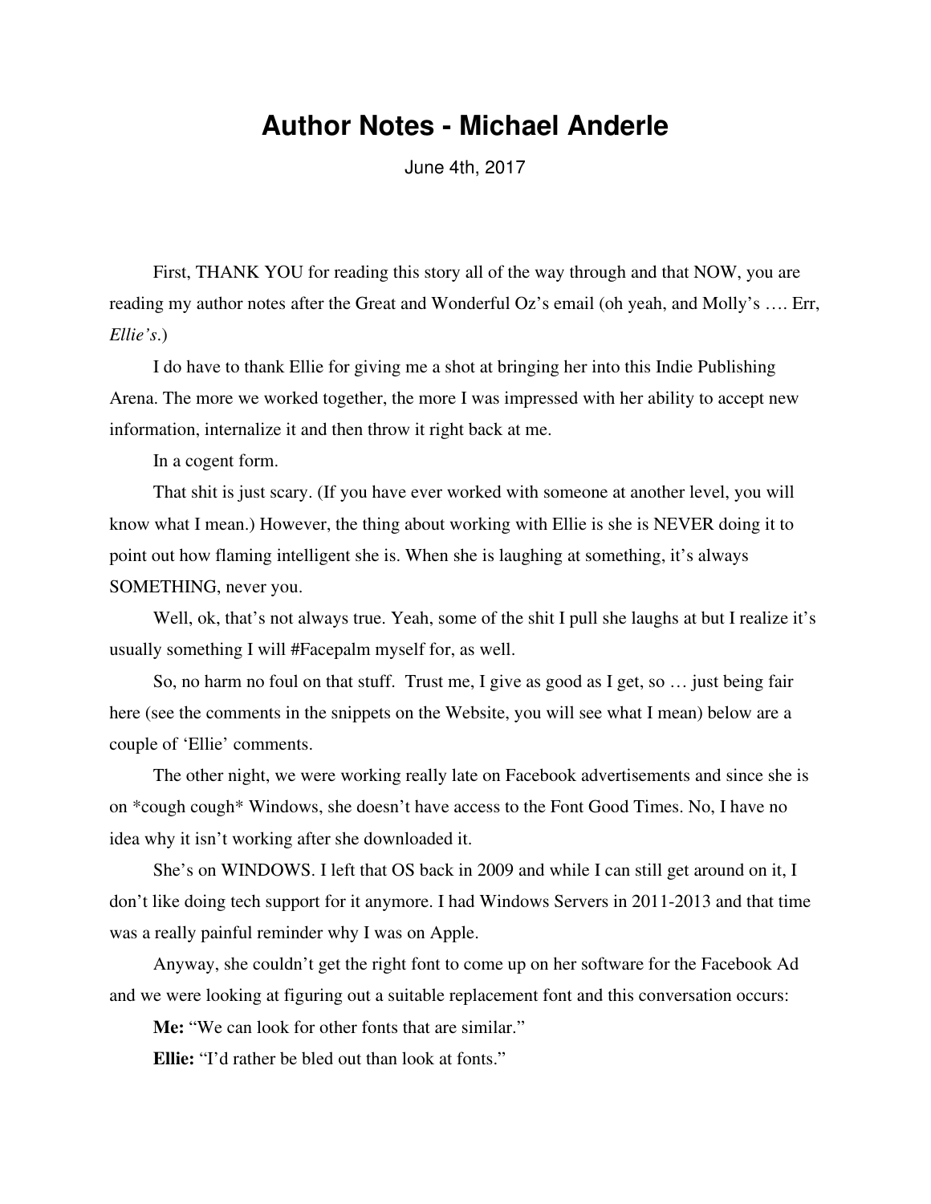# Author Notes - Michael Anderle

June 4th, 2017

First, THANK YOU for reading this story all of the way through and that NOW, you are reading my author notes after the Great and Wonderful Oz's email (oh yeah, and Molly's …. Err, *Ellie's*.)

I do have to thank Ellie for giving me a shot at bringing her into this Indie Publishing Arena. The more we worked together, the more I was impressed with her ability to accept new information, internalize it and then throw it right back at me.

In a cogent form.

That shit is just scary. (If you have ever worked with someone at another level, you will know what I mean.) However, the thing about working with Ellie is she is NEVER doing it to point out how flaming intelligent she is. When she is laughing at something, it's always SOMETHING, never you.

Well, ok, that's not always true. Yeah, some of the shit I pull she laughs at but I realize it's usually something I will #Facepalm myself for, as well.

So, no harm no foul on that stuff. Trust me, I give as good as I get, so … just being fair here (see the comments in the snippets on the Website, you will see what I mean) below are a couple of 'Ellie' comments.

The other night, we were working really late on Facebook advertisements and since she is on *cough cough* Windows, she doesn't have access to the Font Good Times. No, I have no idea why it isn't working after she downloaded it.

She's on WINDOWS. I left that OS back in 2009 and while I can still get around on it, I don't like doing tech support for it anymore. I had Windows Servers in 2011-2013 and that time was a really painful reminder why I was on Apple.

Anyway, she couldn't get the right font to come up on her software for the Facebook Ad and we were looking at figuring out a suitable replacement font and this conversation occurs:

**Me:** "We can look for other fonts that are similar."

**Ellie:** "I'd rather be bled out than look at fonts."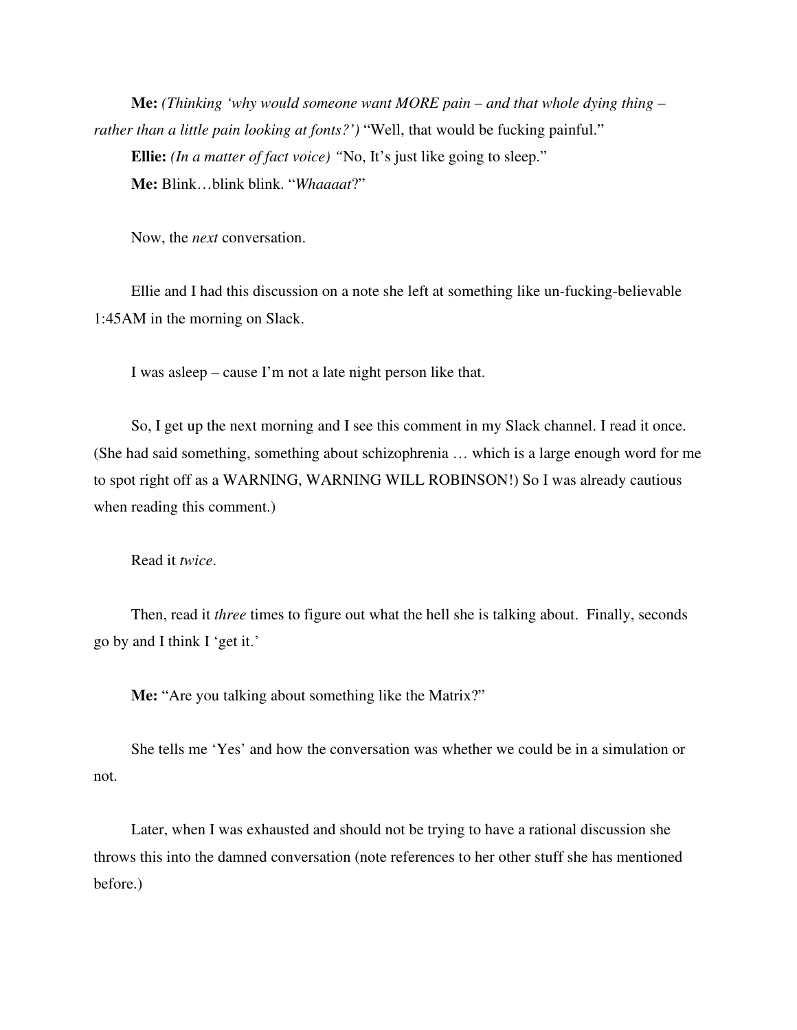**Me:** *(Thinking 'why would someone want MORE pain – and that whole dying thing – rather than a little pain looking at fonts?')* "Well, that would be fucking painful."

**Ellie:** *(In a matter of fact voice) "*No, It's just like going to sleep."

**Me:** Blink…blink blink. "*Whaaaat*?"

Now, the *next* conversation.

Ellie and I had this discussion on a note she left at something like un-fucking-believable 1:45AM in the morning on Slack.

I was asleep – cause I'm not a late night person like that.

So, I get up the next morning and I see this comment in my Slack channel. I read it once. (She had said something, something about schizophrenia … which is a large enough word for me to spot right off as a WARNING, WARNING WILL ROBINSON!) So I was already cautious when reading this comment.)

Read it *twice*.

Then, read it *three* times to figure out what the hell she is talking about. Finally, seconds go by and I think I 'get it.'

**Me:** "Are you talking about something like the Matrix?"

She tells me 'Yes' and how the conversation was whether we could be in a simulation or not.

Later, when I was exhausted and should not be trying to have a rational discussion she throws this into the damned conversation (note references to her other stuff she has mentioned before.)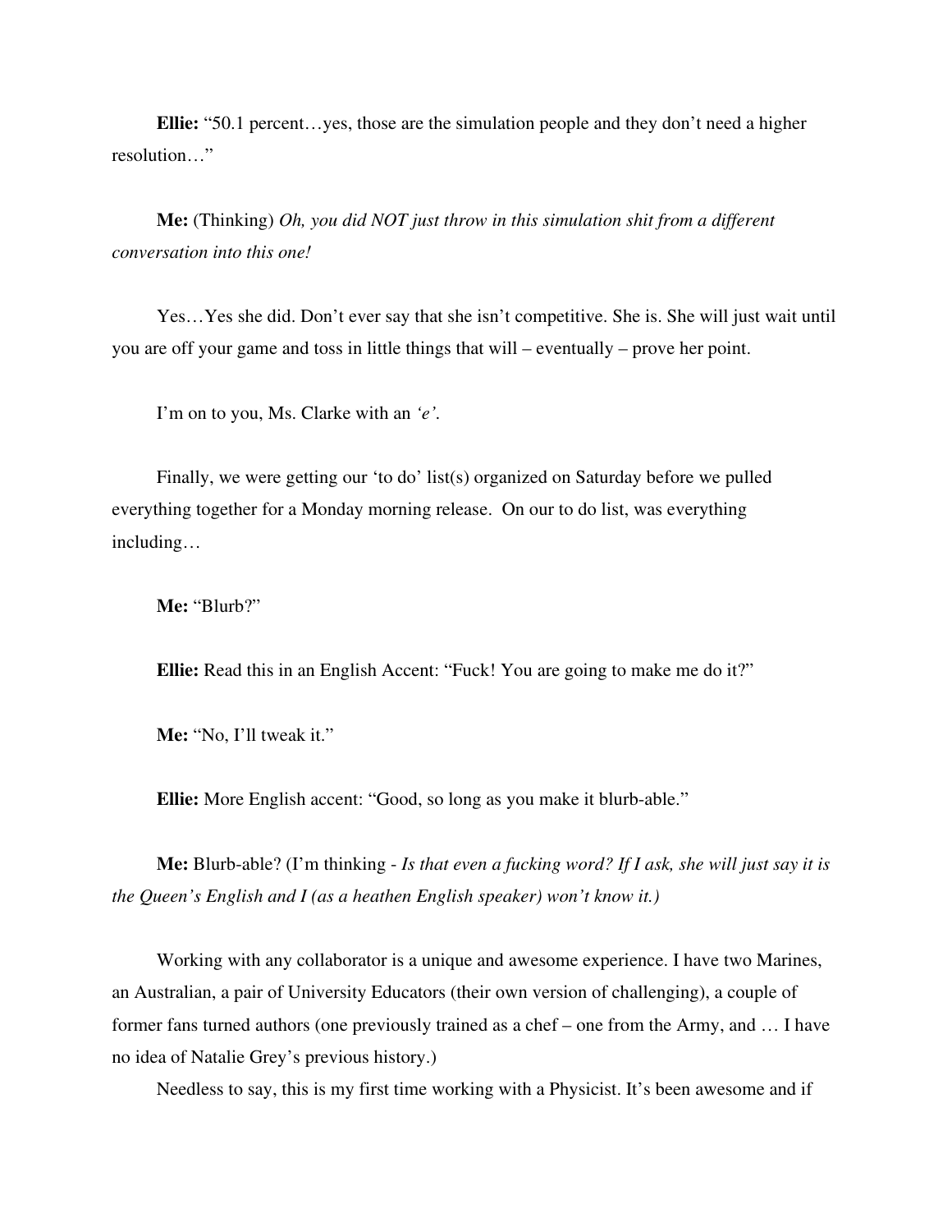**Ellie:** "50.1 percent…yes, those are the simulation people and they don't need a higher resolution…"

**Me:** (Thinking) *Oh, you did NOT just throw in this simulation shit from a different conversation into this one!*

Yes…Yes she did. Don't ever say that she isn't competitive. She is. She will just wait until you are off your game and toss in little things that will – eventually – prove her point.

I'm on to you, Ms. Clarke with an *'e'*.

Finally, we were getting our 'to do' list(s) organized on Saturday before we pulled everything together for a Monday morning release. On our to do list, was everything including…

**Me:** "Blurb?"

**Ellie:** Read this in an English Accent: "Fuck! You are going to make me do it?"

**Me:** "No, I'll tweak it."

**Ellie:** More English accent: "Good, so long as you make it blurb-able."

**Me:** Blurb-able? (I'm thinking - *Is that even a fucking word? If I ask, she will just say it is the Queen's English and I (as a heathen English speaker) won't know it.)*

Working with any collaborator is a unique and awesome experience. I have two Marines, an Australian, a pair of University Educators (their own version of challenging), a couple of former fans turned authors (one previously trained as a chef – one from the Army, and … I have no idea of Natalie Grey's previous history.)

Needless to say, this is my first time working with a Physicist. It's been awesome and if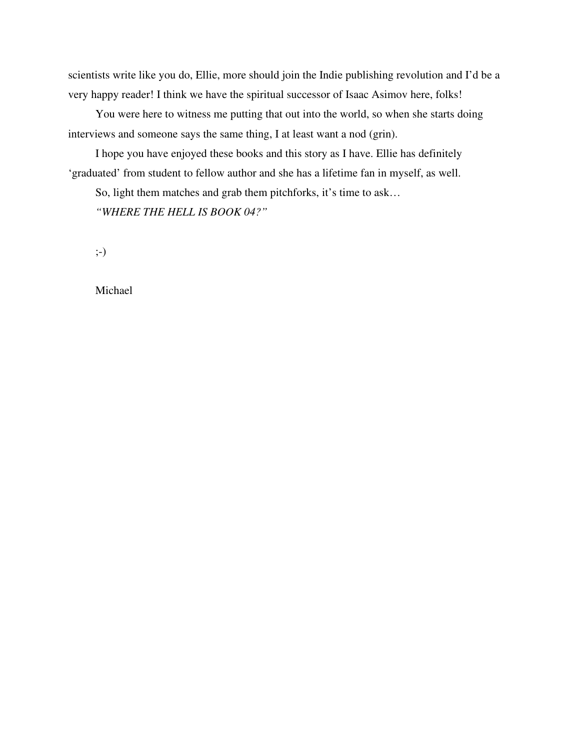scientists write like you do, Ellie, more should join the Indie publishing revolution and I'd be a very happy reader! I think we have the spiritual successor of Isaac Asimov here, folks!

You were here to witness me putting that out into the world, so when she starts doing interviews and someone says the same thing, I at least want a nod (grin).

I hope you have enjoyed these books and this story as I have. Ellie has definitely 'graduated' from student to fellow author and she has a lifetime fan in myself, as well.

So, light them matches and grab them pitchforks, it's time to ask…

*"WHERE THE HELL IS BOOK 04?"*

;-)

Michael